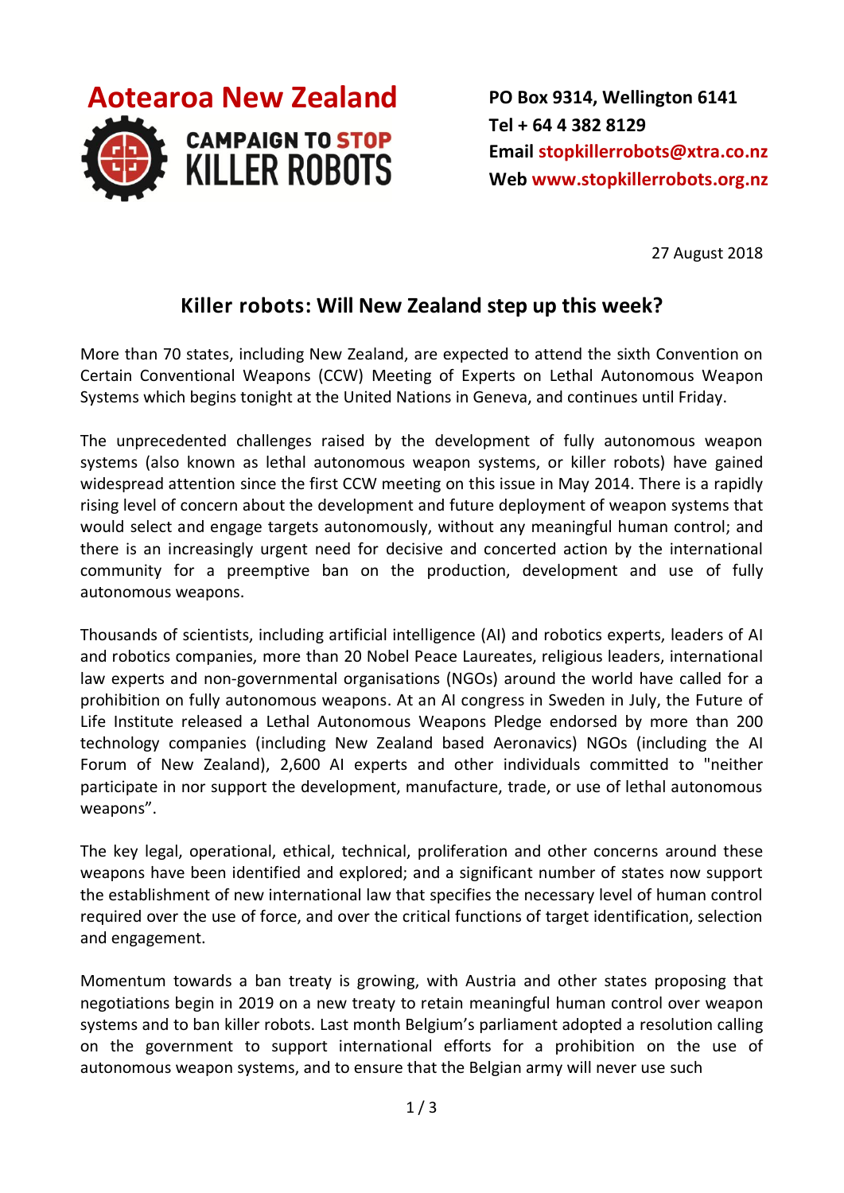**Aotearoa New Zealand**

**CAMPAIGN TO STOP KILLER ROBOTS**

**PO Box 9314, Wellington 6141**
**Tel + 64 4 382 8129**
**Email stopkillerrobots@xtra.co.nz**
**Web www.stopkillerrobots.org.nz**

27 August 2018

## Killer robots: Will New Zealand step up this week?

More than 70 states, including New Zealand, are expected to attend the sixth Convention on Certain Conventional Weapons (CCW) Meeting of Experts on Lethal Autonomous Weapon Systems which begins tonight at the United Nations in Geneva, and continues until Friday.

The unprecedented challenges raised by the development of fully autonomous weapon systems (also known as lethal autonomous weapon systems, or killer robots) have gained widespread attention since the first CCW meeting on this issue in May 2014. There is a rapidly rising level of concern about the development and future deployment of weapon systems that would select and engage targets autonomously, without any meaningful human control; and there is an increasingly urgent need for decisive and concerted action by the international community for a preemptive ban on the production, development and use of fully autonomous weapons.

Thousands of scientists, including artificial intelligence (AI) and robotics experts, leaders of AI and robotics companies, more than 20 Nobel Peace Laureates, religious leaders, international law experts and non-governmental organisations (NGOs) around the world have called for a prohibition on fully autonomous weapons. At an AI congress in Sweden in July, the Future of Life Institute released a Lethal Autonomous Weapons Pledge endorsed by more than 200 technology companies (including New Zealand based Aeronavics) NGOs (including the AI Forum of New Zealand), 2,600 AI experts and other individuals committed to "neither participate in nor support the development, manufacture, trade, or use of lethal autonomous weapons".

The key legal, operational, ethical, technical, proliferation and other concerns around these weapons have been identified and explored; and a significant number of states now support the establishment of new international law that specifies the necessary level of human control required over the use of force, and over the critical functions of target identification, selection and engagement.

Momentum towards a ban treaty is growing, with Austria and other states proposing that negotiations begin in 2019 on a new treaty to retain meaningful human control over weapon systems and to ban killer robots. Last month Belgium's parliament adopted a resolution calling on the government to support international efforts for a prohibition on the use of autonomous weapon systems, and to ensure that the Belgian army will never use such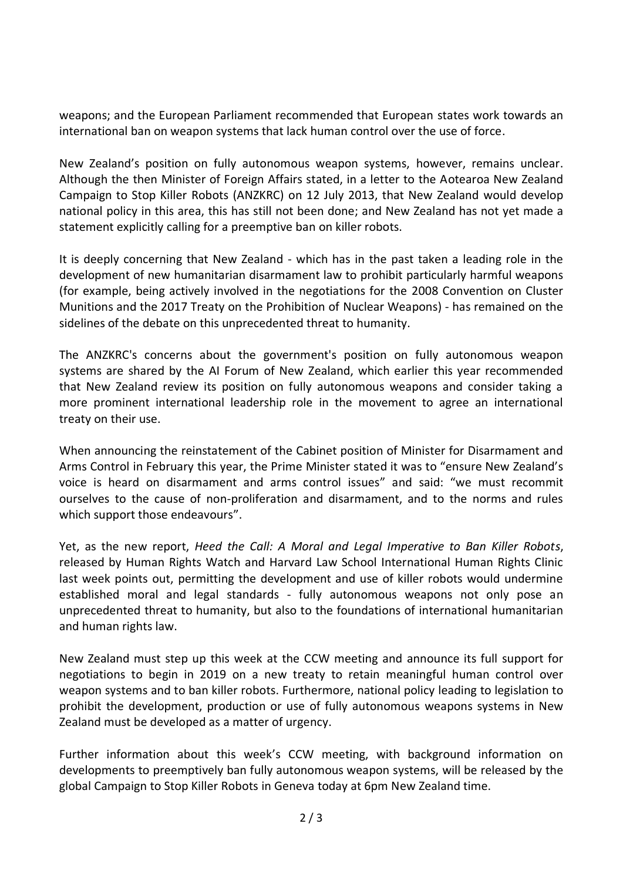weapons; and the European Parliament recommended that European states work towards an international ban on weapon systems that lack human control over the use of force.

New Zealand's position on fully autonomous weapon systems, however, remains unclear. Although the then Minister of Foreign Affairs stated, in a letter to the Aotearoa New Zealand Campaign to Stop Killer Robots (ANZKRC) on 12 July 2013, that New Zealand would develop national policy in this area, this has still not been done; and New Zealand has not yet made a statement explicitly calling for a preemptive ban on killer robots.

It is deeply concerning that New Zealand - which has in the past taken a leading role in the development of new humanitarian disarmament law to prohibit particularly harmful weapons (for example, being actively involved in the negotiations for the 2008 Convention on Cluster Munitions and the 2017 Treaty on the Prohibition of Nuclear Weapons) - has remained on the sidelines of the debate on this unprecedented threat to humanity.

The ANZKRC's concerns about the government's position on fully autonomous weapon systems are shared by the AI Forum of New Zealand, which earlier this year recommended that New Zealand review its position on fully autonomous weapons and consider taking a more prominent international leadership role in the movement to agree an international treaty on their use.

When announcing the reinstatement of the Cabinet position of Minister for Disarmament and Arms Control in February this year, the Prime Minister stated it was to "ensure New Zealand's voice is heard on disarmament and arms control issues" and said: "we must recommit ourselves to the cause of non-proliferation and disarmament, and to the norms and rules which support those endeavours".

Yet, as the new report, *Heed the Call: A Moral and Legal Imperative to Ban Killer Robots*, released by Human Rights Watch and Harvard Law School International Human Rights Clinic last week points out, permitting the development and use of killer robots would undermine established moral and legal standards - fully autonomous weapons not only pose an unprecedented threat to humanity, but also to the foundations of international humanitarian and human rights law.

New Zealand must step up this week at the CCW meeting and announce its full support for negotiations to begin in 2019 on a new treaty to retain meaningful human control over weapon systems and to ban killer robots. Furthermore, national policy leading to legislation to prohibit the development, production or use of fully autonomous weapons systems in New Zealand must be developed as a matter of urgency.

Further information about this week's CCW meeting, with background information on developments to preemptively ban fully autonomous weapon systems, will be released by the global Campaign to Stop Killer Robots in Geneva today at 6pm New Zealand time.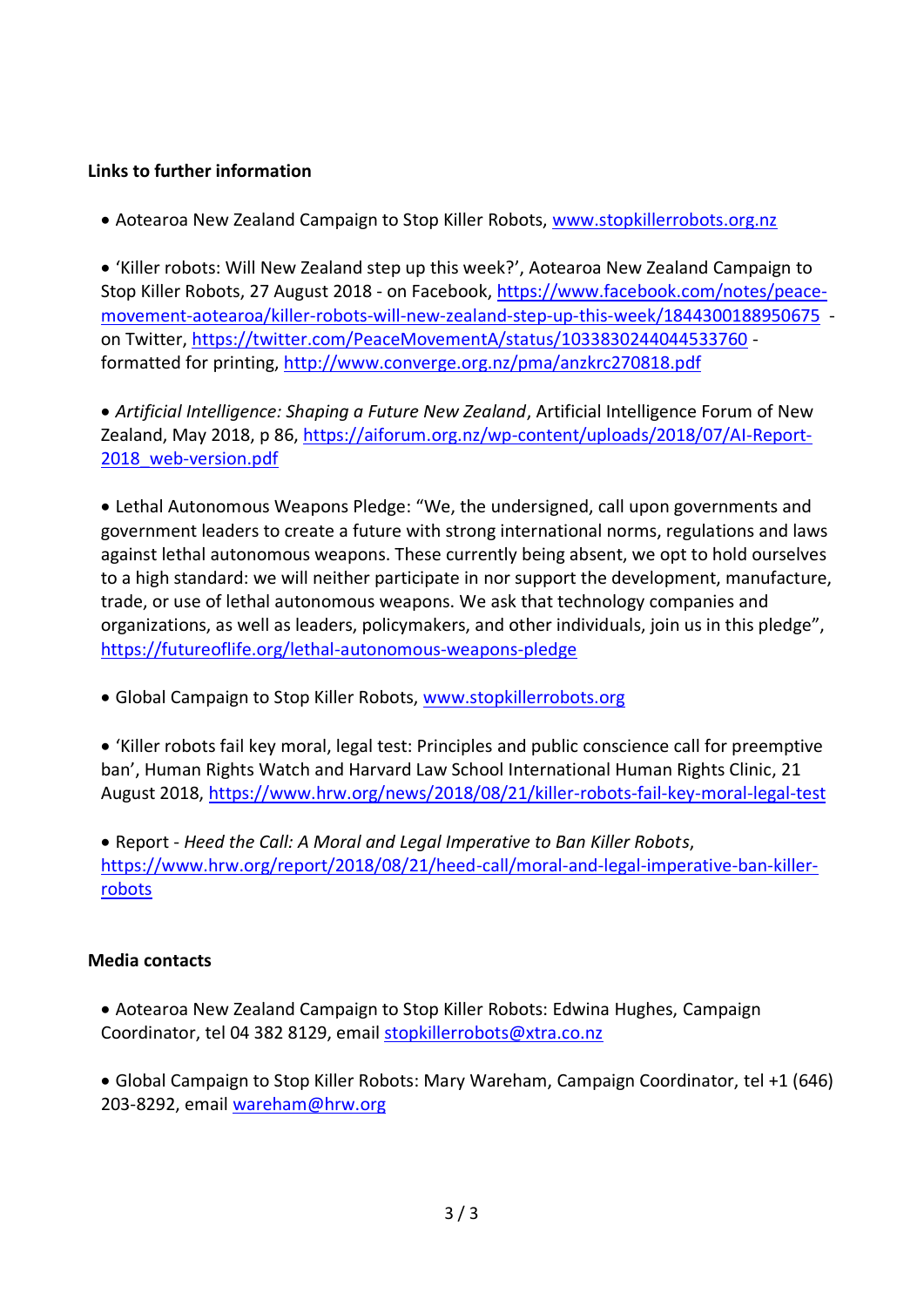**Links to further information**

- Aotearoa New Zealand Campaign to Stop Killer Robots, www.stopkillerrobots.org.nz

- 'Killer robots: Will New Zealand step up this week?', Aotearoa New Zealand Campaign to Stop Killer Robots, 27 August 2018 - on Facebook, https://www.facebook.com/notes/peace-movement-aotearoa/killer-robots-will-new-zealand-step-up-this-week/1844300188950675 - on Twitter, https://twitter.com/PeaceMovementA/status/1033830244044533760 - formatted for printing, http://www.converge.org.nz/pma/anzkrc270818.pdf

- *Artificial Intelligence: Shaping a Future New Zealand*, Artificial Intelligence Forum of New Zealand, May 2018, p 86, https://aiforum.org.nz/wp-content/uploads/2018/07/AI-Report-2018_web-version.pdf

- Lethal Autonomous Weapons Pledge: "We, the undersigned, call upon governments and government leaders to create a future with strong international norms, regulations and laws against lethal autonomous weapons. These currently being absent, we opt to hold ourselves to a high standard: we will neither participate in nor support the development, manufacture, trade, or use of lethal autonomous weapons. We ask that technology companies and organizations, as well as leaders, policymakers, and other individuals, join us in this pledge", https://futureoflife.org/lethal-autonomous-weapons-pledge

- Global Campaign to Stop Killer Robots, www.stopkillerrobots.org

- 'Killer robots fail key moral, legal test: Principles and public conscience call for preemptive ban', Human Rights Watch and Harvard Law School International Human Rights Clinic, 21 August 2018, https://www.hrw.org/news/2018/08/21/killer-robots-fail-key-moral-legal-test

- Report - *Heed the Call: A Moral and Legal Imperative to Ban Killer Robots*, https://www.hrw.org/report/2018/08/21/heed-call/moral-and-legal-imperative-ban-killer-robots

**Media contacts**

- Aotearoa New Zealand Campaign to Stop Killer Robots: Edwina Hughes, Campaign Coordinator, tel 04 382 8129, email stopkillerrobots@xtra.co.nz

- Global Campaign to Stop Killer Robots: Mary Wareham, Campaign Coordinator, tel +1 (646) 203-8292, email wareham@hrw.org